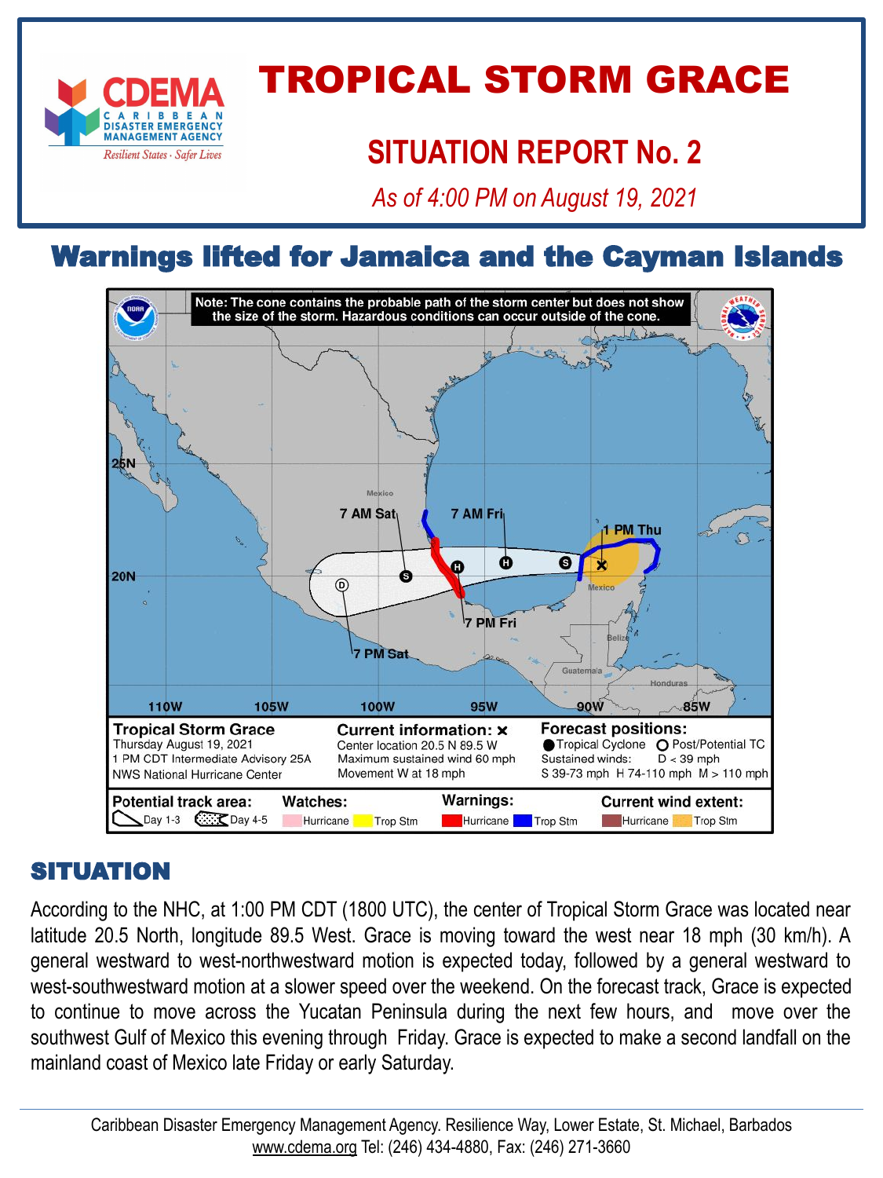# TROPICAL STORM GRACE

## SITUATION REPORT No. 2

*As of 4:00 PM on August 19, 2021*

## Warnings lifted for Jamaica and the Cayman Islands

Note: The cone contains the probable path of the storm center but does not show the size of the storm. Hazardous conditions can occur outside of the cone.

**Tropical Storm Grace**
Thursday August 19, 2021
1 PM CDT Intermediate Advisory 25A
NWS National Hurricane Center

**Current information: ×**
Center location 20.5 N 89.5 W
Maximum sustained wind 60 mph
Movement W at 18 mph

**Forecast positions:**
● Tropical Cyclone ○ Post/Potential TC
Sustained winds: D < 39 mph
S 39-73 mph H 74-110 mph M > 110 mph

**Potential track area:** Day 1-3, Day 4-5
**Watches:** Hurricane, Trop Stm
**Warnings:** Hurricane, Trop Stm
**Current wind extent:** Hurricane, Trop Stm

## SITUATION

According to the NHC, at 1:00 PM CDT (1800 UTC), the center of Tropical Storm Grace was located near latitude 20.5 North, longitude 89.5 West. Grace is moving toward the west near 18 mph (30 km/h). A general westward to west-northwestward motion is expected today, followed by a general westward to west-southwestward motion at a slower speed over the weekend. On the forecast track, Grace is expected to continue to move across the Yucatan Peninsula during the next few hours, and move over the southwest Gulf of Mexico this evening through Friday. Grace is expected to make a second landfall on the mainland coast of Mexico late Friday or early Saturday.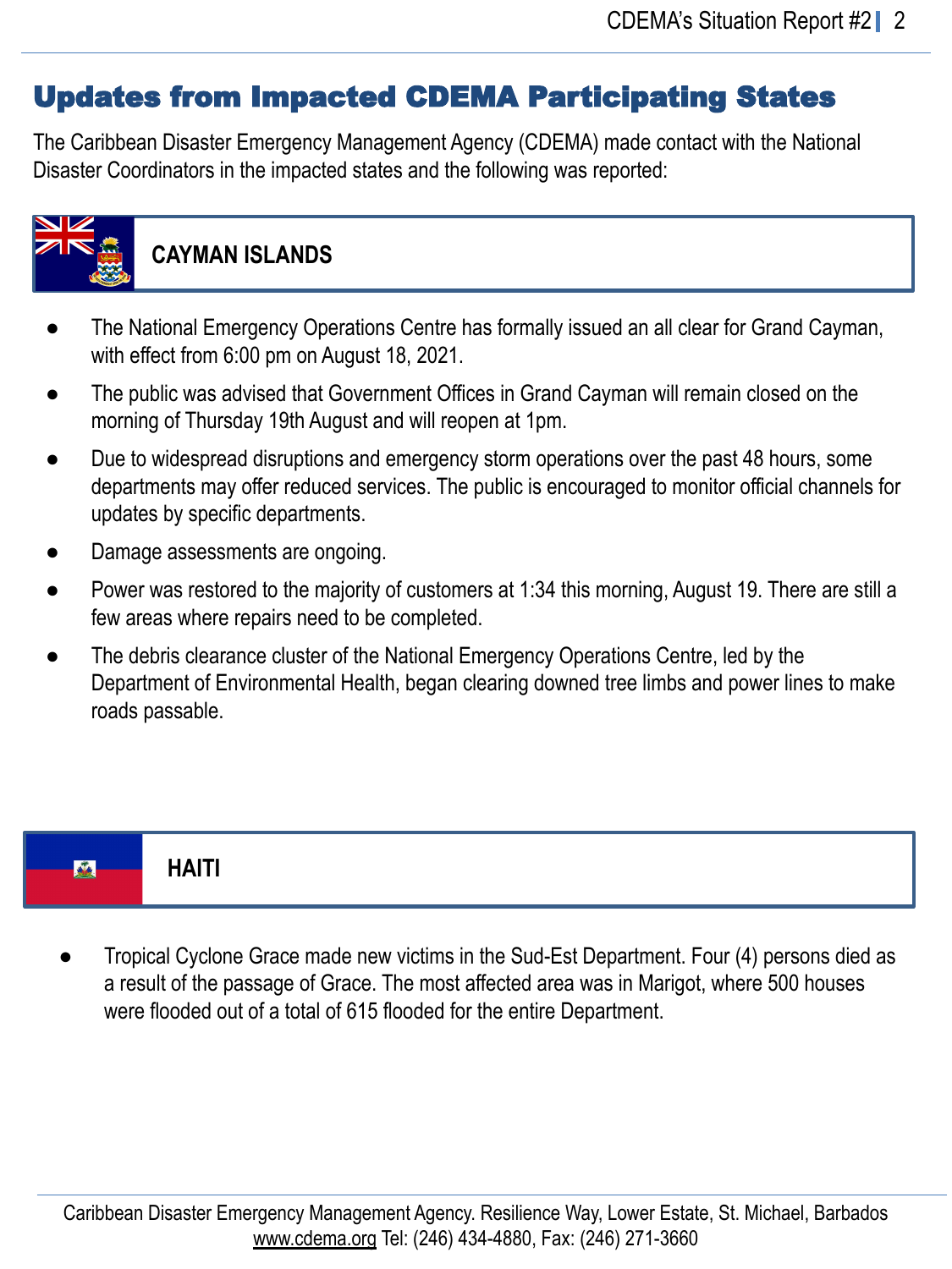# Updates from Impacted CDEMA Participating States

The Caribbean Disaster Emergency Management Agency (CDEMA) made contact with the National Disaster Coordinators in the impacted states and the following was reported:

## CAYMAN ISLANDS

- The National Emergency Operations Centre has formally issued an all clear for Grand Cayman, with effect from 6:00 pm on August 18, 2021.
- The public was advised that Government Offices in Grand Cayman will remain closed on the morning of Thursday 19th August and will reopen at 1pm.
- Due to widespread disruptions and emergency storm operations over the past 48 hours, some departments may offer reduced services. The public is encouraged to monitor official channels for updates by specific departments.
- Damage assessments are ongoing.
- Power was restored to the majority of customers at 1:34 this morning, August 19. There are still a few areas where repairs need to be completed.
- The debris clearance cluster of the National Emergency Operations Centre, led by the Department of Environmental Health, began clearing downed tree limbs and power lines to make roads passable.

## HAITI

- Tropical Cyclone Grace made new victims in the Sud-Est Department. Four (4) persons died as a result of the passage of Grace. The most affected area was in Marigot, where 500 houses were flooded out of a total of 615 flooded for the entire Department.

Caribbean Disaster Emergency Management Agency. Resilience Way, Lower Estate, St. Michael, Barbados
www.cdema.org Tel: (246) 434-4880, Fax: (246) 271-3660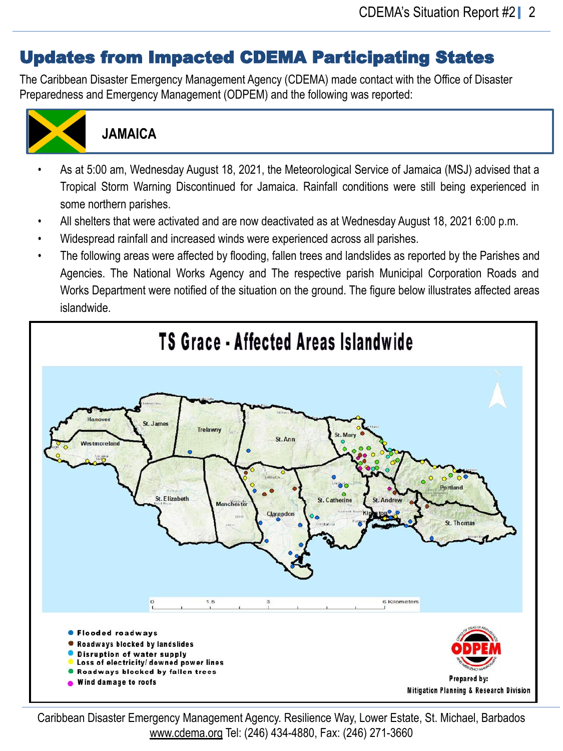# Updates from Impacted CDEMA Participating States

The Caribbean Disaster Emergency Management Agency (CDEMA) made contact with the Office of Disaster Preparedness and Emergency Management (ODPEM) and the following was reported:

## JAMAICA

- As at 5:00 am, Wednesday August 18, 2021, the Meteorological Service of Jamaica (MSJ) advised that a Tropical Storm Warning Discontinued for Jamaica. Rainfall conditions were still being experienced in some northern parishes.
- All shelters that were activated and are now deactivated as at Wednesday August 18, 2021 6:00 p.m.
- Widespread rainfall and increased winds were experienced across all parishes.
- The following areas were affected by flooding, fallen trees and landslides as reported by the Parishes and Agencies. The National Works Agency and The respective parish Municipal Corporation Roads and Works Department were notified of the situation on the ground. The figure below illustrates affected areas islandwide.

**TS Grace - Affected Areas Islandwide**

- Flooded roadways
- Roadways blocked by landslides
- Disruption of water supply
- Loss of electricity/ downed power lines
- Roadways blocked by fallen trees
- Wind damage to roofs

Prepared by: Mitigation Planning & Research Division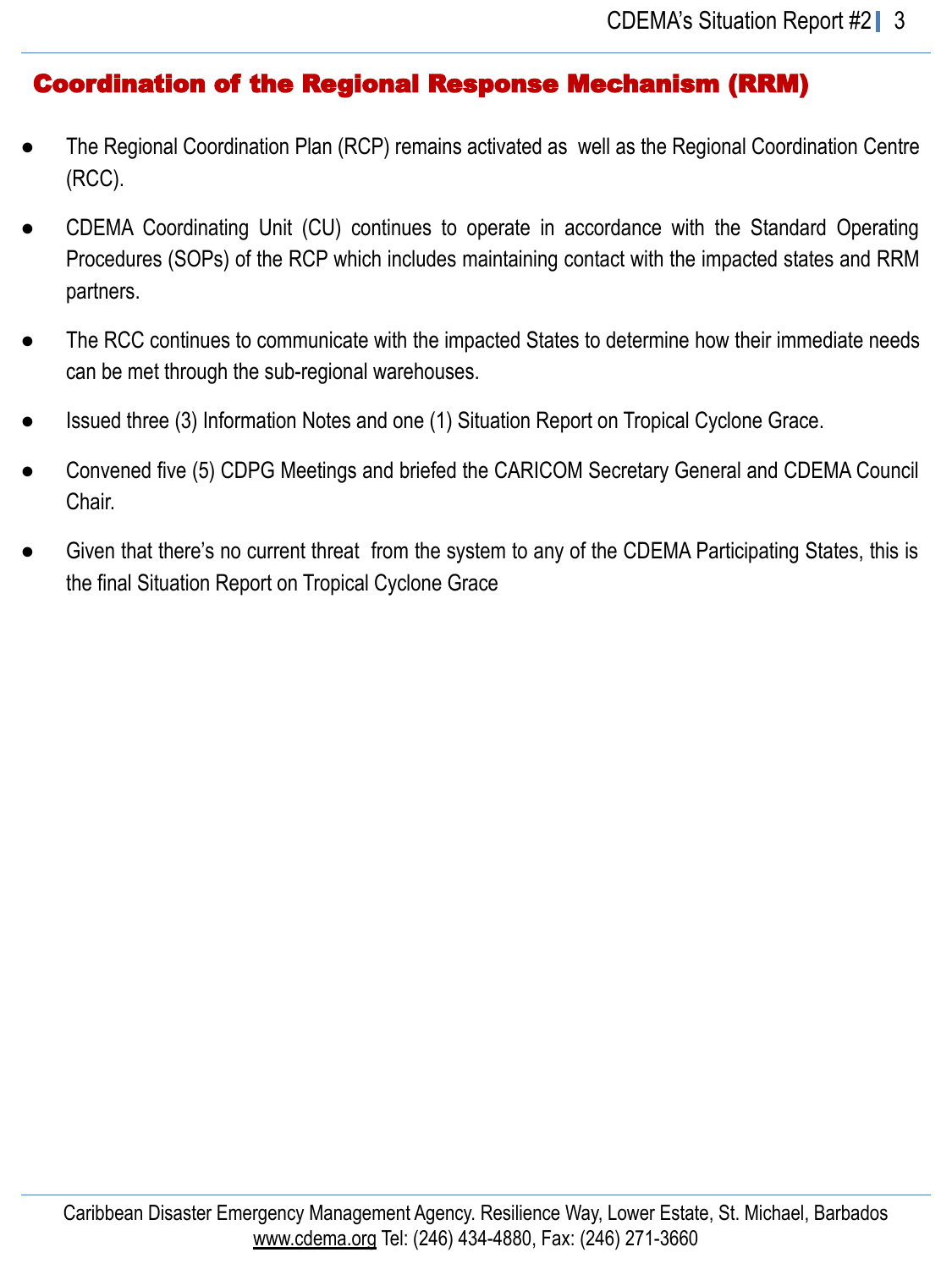## Coordination of the Regional Response Mechanism (RRM)

- The Regional Coordination Plan (RCP) remains activated as well as the Regional Coordination Centre (RCC).
- CDEMA Coordinating Unit (CU) continues to operate in accordance with the Standard Operating Procedures (SOPs) of the RCP which includes maintaining contact with the impacted states and RRM partners.
- The RCC continues to communicate with the impacted States to determine how their immediate needs can be met through the sub-regional warehouses.
- Issued three (3) Information Notes and one (1) Situation Report on Tropical Cyclone Grace.
- Convened five (5) CDPG Meetings and briefed the CARICOM Secretary General and CDEMA Council Chair.
- Given that there's no current threat from the system to any of the CDEMA Participating States, this is the final Situation Report on Tropical Cyclone Grace